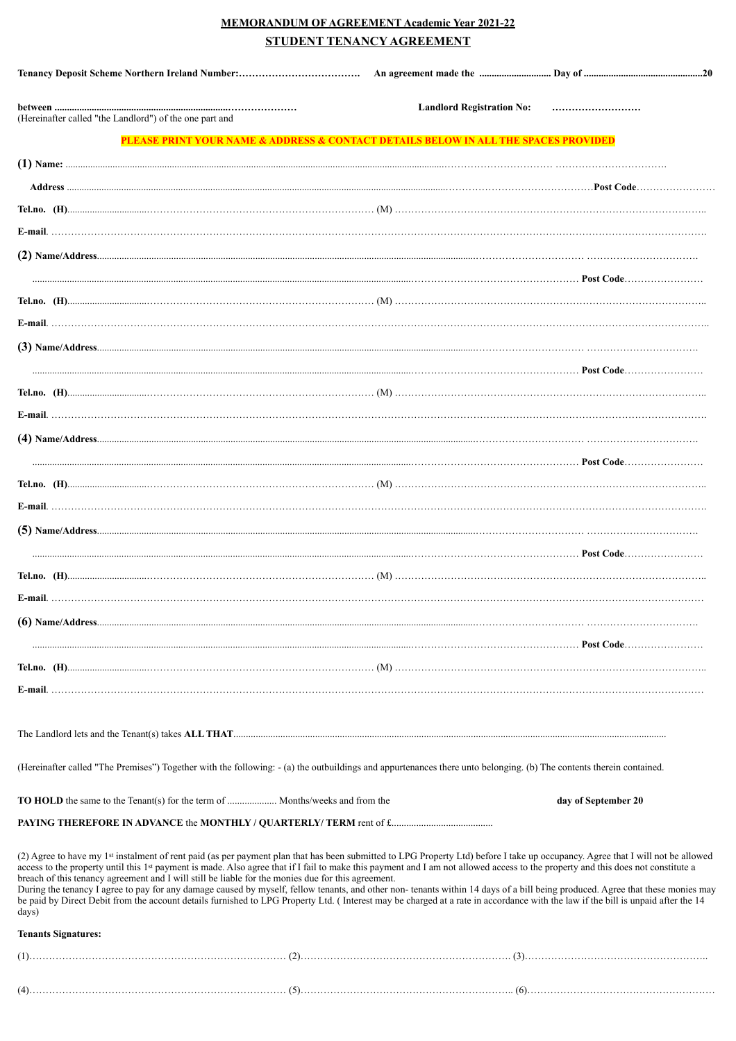**MEMORANDUM OF AGREEMENT Academic Year 2021-22**

## STUDENT TENANCY AGREEMENT

**Tenancy Deposit Scheme Northern Ireland Number:……………………………….** **An agreement made the ............................ Day of ...............................................20**

**between .........................................................................…………………** **Landlord Registration No: ………………………**
(Hereinafter called "the Landlord") of the one part and

**PLEASE PRINT YOUR NAME & ADDRESS & CONTACT DETAILS BELOW IN ALL THE SPACES PROVIDED**

**(1) Name:** .................................................................................................................……………………… …………………………….

**Address** ...........................................................................................................................……………………………………**Post Code**……………………

**Tel.no. (H)**..................................…………………………………………………… (M) ……………………………………………………………………………..

**E-mail**. ……………………………………………………………………………………………………………………………………………………………….

**(2) Name/Address**...............................................................................................................……………………… …………………………….

........................................................................................................................……………………………………… **Post Code**……………………

**Tel.no. (H)**..................................…………………………………………………… (M) ……………………………………………………………………………..

**E-mail**. ……………………………………………………………………………………………………………………………………………………………….

**(3) Name/Address**...............................................................................................................……………………… …………………………….

........................................................................................................................……………………………………… **Post Code**……………………

**Tel.no. (H)**..................................…………………………………………………… (M) ……………………………………………………………………………..

**E-mail**. ……………………………………………………………………………………………………………………………………………………………….

**(4) Name/Address**...............................................................................................................……………………… …………………………….

........................................................................................................................……………………………………… **Post Code**……………………

**Tel.no. (H)**..................................…………………………………………………… (M) ……………………………………………………………………………..

**E-mail**. ……………………………………………………………………………………………………………………………………………………………….

**(5) Name/Address**...............................................................................................................……………………… …………………………….

........................................................................................................................……………………………………… **Post Code**……………………

**Tel.no. (H)**..................................…………………………………………………… (M) ……………………………………………………………………………..

**E-mail**. ……………………………………………………………………………………………………………………………………………………………….

**(6) Name/Address**...............................................................................................................……………………… …………………………….

........................................................................................................................……………………………………… **Post Code**……………………

**Tel.no. (H)**..................................…………………………………………………… (M) ……………………………………………………………………………..

**E-mail**. ……………………………………………………………………………………………………………………………………………………………….

The Landlord lets and the Tenant(s) takes **ALL THAT**..........................................................................................................................................................

(Hereinafter called "The Premises") Together with the following: - (a) the outbuildings and appurtenances there unto belonging. (b) The contents therein contained.

**TO HOLD** the same to the Tenant(s) for the term of .................... Months/weeks and from the **day of September 20**

**PAYING THEREFORE IN ADVANCE** the **MONTHLY / QUARTERLY/ TERM** rent of £.........................................

(2) Agree to have my 1st instalment of rent paid (as per payment plan that has been submitted to LPG Property Ltd) before I take up occupancy. Agree that I will not be allowed access to the property until this 1st payment is made. Also agree that if I fail to make this payment and I am not allowed access to the property and this does not constitute a breach of this tenancy agreement and I will still be liable for the monies due for this agreement.
During the tenancy I agree to pay for any damage caused by myself, fellow tenants, and other non- tenants within 14 days of a bill being produced. Agree that these monies may be paid by Direct Debit from the account details furnished to LPG Property Ltd. ( Interest may be charged at a rate in accordance with the law if the bill is unpaid after the 14 days)

**Tenants Signatures:**

(1)…………………………………………………………………… (2)………………………………………………………. (3)………………………………………………..

(4)…………………………………………………………………… (5)……………………………………………………….. (6)………………………………………………..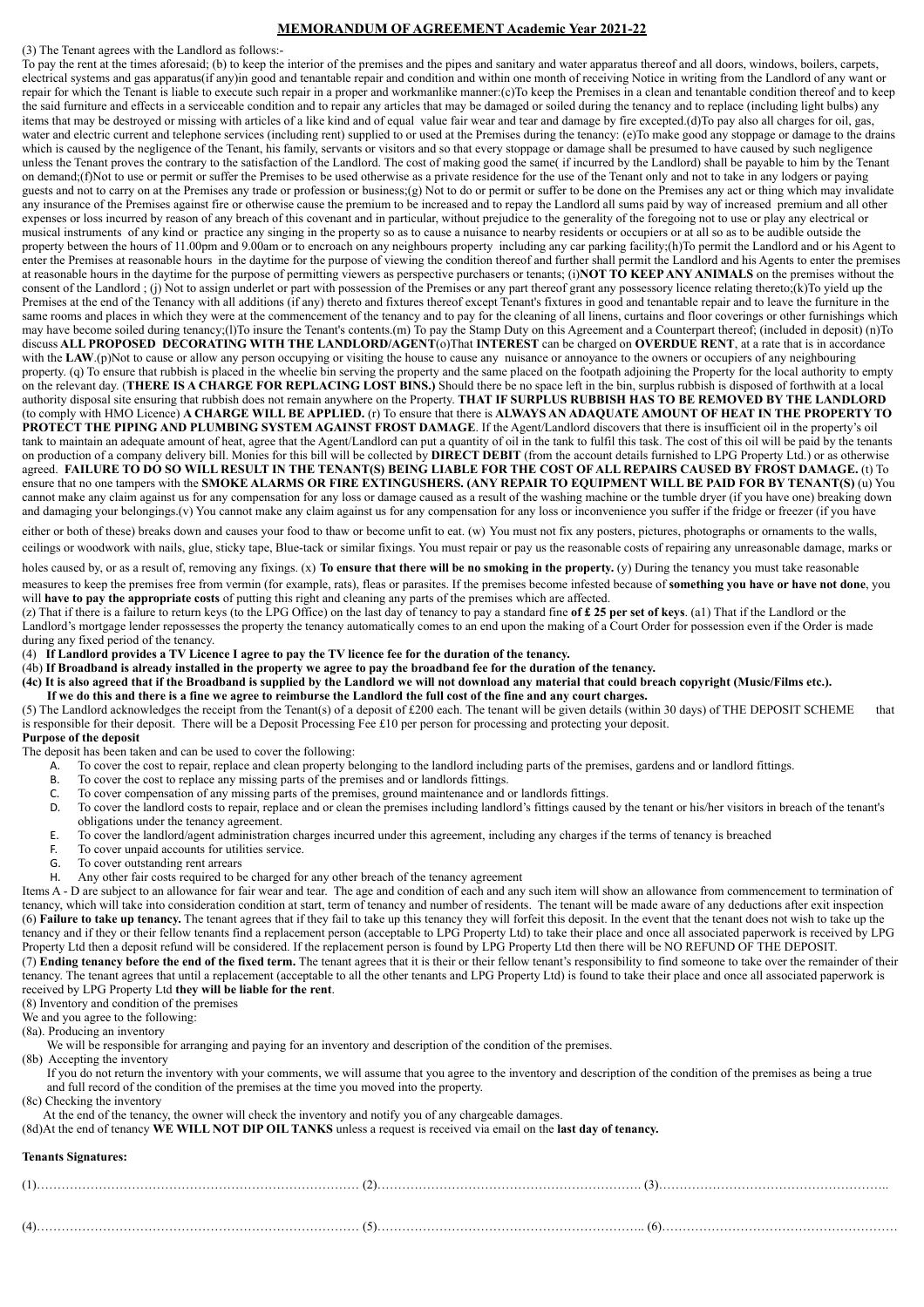## MEMORANDUM OF AGREEMENT Academic Year 2021-22

(3) The Tenant agrees with the Landlord as follows:-

To pay the rent at the times aforesaid; (b) to keep the interior of the premises and the pipes and sanitary and water apparatus thereof and all doors, windows, boilers, carpets, electrical systems and gas apparatus(if any)in good and tenantable repair and condition and within one month of receiving Notice in writing from the Landlord of any want or repair for which the Tenant is liable to execute such repair in a proper and workmanlike manner:(c)To keep the Premises in a clean and tenantable condition thereof and to keep the said furniture and effects in a serviceable condition and to repair any articles that may be damaged or soiled during the tenancy and to replace (including light bulbs) any items that may be destroyed or missing with articles of a like kind and of equal value fair wear and tear and damage by fire excepted.(d)To pay also all charges for oil, gas, water and electric current and telephone services (including rent) supplied to or used at the Premises during the tenancy: (e)To make good any stoppage or damage to the drains which is caused by the negligence of the Tenant, his family, servants or visitors and so that every stoppage or damage shall be presumed to have caused by such negligence unless the Tenant proves the contrary to the satisfaction of the Landlord. The cost of making good the same( if incurred by the Landlord) shall be payable to him by the Tenant on demand;(f)Not to use or permit or suffer the Premises to be used otherwise as a private residence for the use of the Tenant only and not to take in any lodgers or paying guests and not to carry on at the Premises any trade or profession or business;(g) Not to do or permit or suffer to be done on the Premises any act or thing which may invalidate any insurance of the Premises against fire or otherwise cause the premium to be increased and to repay the Landlord all sums paid by way of increased premium and all other expenses or loss incurred by reason of any breach of this covenant and in particular, without prejudice to the generality of the foregoing not to use or play any electrical or musical instruments of any kind or practice any singing in the property so as to cause a nuisance to nearby residents or occupiers or at all so as to be audible outside the property between the hours of 11.00pm and 9.00am or to encroach on any neighbours property including any car parking facility;(h)To permit the Landlord or his Agent to enter the Premises at reasonable hours in the daytime for the purpose of viewing the condition thereof and further shall permit the Landlord and his Agents to enter the premises at reasonable hours in the daytime for the purpose of permitting viewers as perspective purchasers or tenants; (i)**NOT TO KEEP ANY ANIMALS** on the premises without the consent of the Landlord ; (j) Not to assign underlet or part with possession of the Premises or any part thereof grant any possessory licence relating thereto;(k)To yield up the Premises at the end of the Tenancy with all additions (if any) thereto and fixtures thereof except Tenant's fixtures in good and tenantable repair and to leave the furniture in the same rooms and places in which they were at the commencement of the tenancy and to pay for the cleaning of all linens, curtains and floor coverings or other furnishings which may have become soiled during tenancy;(l)To insure the Tenant's contents.(m) To pay the Stamp Duty on this Agreement and a Counterpart thereof; (included in deposit) (n)To discuss **ALL PROPOSED DECORATING WITH THE LANDLORD/AGENT**(o)That **INTEREST** can be charged on **OVERDUE RENT**, at a rate that is in accordance with the **LAW**.(p)Not to cause or allow any person occupying or visiting the house to cause any nuisance or annoyance to the owners or occupiers of any neighbouring property. (q) To ensure that rubbish is placed in the wheelie bin serving the property and the same placed on the footpath adjoining the Property for the local authority to empty on the relevant day. (**THERE IS A CHARGE FOR REPLACING LOST BINS.**) Should there be no space left in the bin, surplus rubbish is disposed of forthwith at a local authority disposal site ensuring that rubbish does not remain anywhere on the Property. **THAT IF SURPLUS RUBBISH HAS TO BE REMOVED BY THE LANDLORD** (to comply with HMO Licence) **A CHARGE WILL BE APPLIED.** (r) To ensure that there is **ALWAYS AN ADAQUATE AMOUNT OF HEAT IN THE PROPERTY TO PROTECT THE PIPING AND PLUMBING SYSTEM AGAINST FROST DAMAGE**. If the Agent/Landlord discovers that there is insufficient oil in the property's oil tank to maintain an adequate amount of heat, agree that the Agent/Landlord can put a quantity of oil in the tank to fulfil this task. The cost of this oil will be paid by the tenants on production of a company delivery bill. Monies for this bill will be collected by **DIRECT DEBIT** (from the account details furnished to LPG Property Ltd.) or as otherwise agreed. **FAILURE TO DO SO WILL RESULT IN THE TENANT(S) BEING LIABLE FOR THE COST OF ALL REPAIRS CAUSED BY FROST DAMAGE.** (t) To ensure that no one tampers with the **SMOKE ALARMS OR FIRE EXTINGUSHERS. (ANY REPAIR TO EQUIPMENT WILL BE PAID FOR BY TENANT(S)** (u) You cannot make any claim against us for any compensation for any loss or damage caused as a result of the washing machine or the tumble dryer (if you have one) breaking down and damaging your belongings.(v) You cannot make any claim against us for any compensation for any loss or inconvenience you suffer if the fridge or freezer (if you have either or both of these) breaks down and causes your food to thaw or become unfit to eat. (w) You must not fix any posters, pictures, photographs or ornaments to the walls, ceilings or woodwork with nails, glue, sticky tape, Blue-tack or similar fixings. You must repair or pay us the reasonable costs of repairing any unreasonable damage, marks or holes caused by, or as a result of, removing any fixings. (x) **To ensure that there will be no smoking in the property.** (y) During the tenancy you must take reasonable measures to keep the premises free from vermin (for example, rats), fleas or parasites. If the premises become infested because of **something you have or have not done**, you will **have to pay the appropriate costs** of putting this right and cleaning any parts of the premises which are affected.

(z) That if there is a failure to return keys (to the LPG Office) on the last day of tenancy to pay a standard fine **of £ 25 per set of keys**. (a1) That if the Landlord or the Landlord's mortgage lender repossesses the property the tenancy automatically comes to an end upon the making of a Court Order for possession even if the Order is made during any fixed period of the tenancy.

(4) **If Landlord provides a TV Licence I agree to pay the TV licence fee for the duration of the tenancy.**

(4b) **If Broadband is already installed in the property we agree to pay the broadband fee for the duration of the tenancy.**

(4c) **It is also agreed that if the Broadband is supplied by the Landlord we will not download any material that could breach copyright (Music/Films etc.). If we do this and there is a fine we agree to reimburse the Landlord the full cost of the fine and any court charges.**

(5) The Landlord acknowledges the receipt from the Tenant(s) of a deposit of £200 each. The tenant will be given details (within 30 days) of THE DEPOSIT SCHEME that is responsible for their deposit. There will be a Deposit Processing Fee £10 per person for processing and protecting your deposit.

**Purpose of the deposit**

The deposit has been taken and can be used to cover the following:

A. To cover the cost to repair, replace and clean property belonging to the landlord including parts of the premises, gardens and or landlord fittings.
B. To cover the cost to replace any missing parts of the premises and or landlords fittings.
C. To cover compensation of any missing parts of the premises, ground maintenance and or landlords fittings.
D. To cover the landlord costs to repair, replace and or clean the premises including landlord's fittings caused by the tenant or his/her visitors in breach of the tenant's obligations under the tenancy agreement.
E. To cover the landlord/agent administration charges incurred under this agreement, including any charges if the terms of tenancy is breached
F. To cover unpaid accounts for utilities service.
G. To cover outstanding rent arrears
H. Any other fair costs required to be charged for any other breach of the tenancy agreement

Items A - D are subject to an allowance for fair wear and tear. The age and condition of each and any such item will show an allowance from commencement to termination of tenancy, which will take into consideration condition at start, term of tenancy and number of residents. The tenant will be made aware of any deductions after exit inspection

(6) **Failure to take up tenancy.** The tenant agrees that if they fail to take up this tenancy they will forfeit this deposit. In the event that the tenant does not wish to take up the tenancy and if they or their fellow tenants find a replacement person (acceptable to LPG Property Ltd) to take their place and once all associated paperwork is received by LPG Property Ltd then a deposit refund will be considered. If the replacement person is found by LPG Property Ltd then there will be NO REFUND OF THE DEPOSIT.

(7) **Ending tenancy before the end of the fixed term.** The tenant agrees that it is their or their fellow tenant's responsibility to find someone to take over the remainder of their tenancy. The tenant agrees that until a replacement (acceptable to all the other tenants and LPG Property Ltd) is found to take their place and once all associated paperwork is received by LPG Property Ltd **they will be liable for the rent**.

(8) Inventory and condition of the premises

We and you agree to the following:

(8a). Producing an inventory

We will be responsible for arranging and paying for an inventory and description of the condition of the premises.

(8b) Accepting the inventory

If you do not return the inventory with your comments, we will assume that you agree to the inventory and description of the condition of the premises as being a true and full record of the condition of the premises at the time you moved into the property.

(8c) Checking the inventory

At the end of the tenancy, the owner will check the inventory and notify you of any chargeable damages.

(8d)At the end of tenancy **WE WILL NOT DIP OIL TANKS** unless a request is received via email on the **last day of tenancy.**

**Tenants Signatures:**

(1)…………………………………………………………………… (2)………………………………………………………. (3)………………………………………………..

(4)…………………………………………………………………… (5)……………………………………………………….. (6)…………………………………………………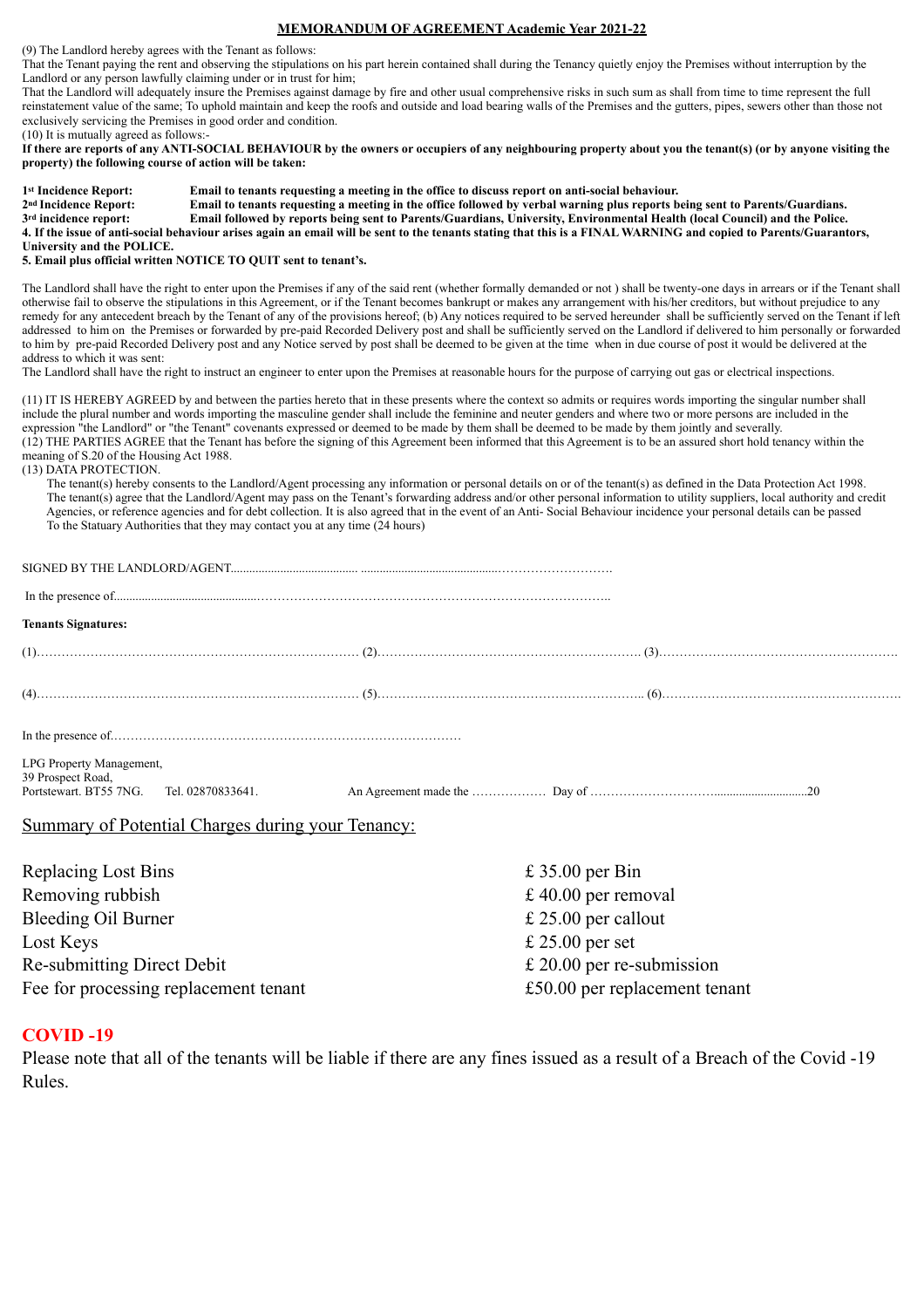**MEMORANDUM OF AGREEMENT Academic Year 2021-22**

(9) The Landlord hereby agrees with the Tenant as follows:

That the Tenant paying the rent and observing the stipulations on his part herein contained shall during the Tenancy quietly enjoy the Premises without interruption by the Landlord or any person lawfully claiming under or in trust for him;

That the Landlord will adequately insure the Premises against damage by fire and other usual comprehensive risks in such sum as shall from time to time represent the full reinstatement value of the same; To uphold maintain and keep the roofs and outside and load bearing walls of the Premises and the gutters, pipes, sewers other than those not exclusively servicing the Premises in good order and condition.

(10) It is mutually agreed as follows:-

**If there are reports of any ANTI-SOCIAL BEHAVIOUR by the owners or occupiers of any neighbouring property about you the tenant(s) (or by anyone visiting the property) the following course of action will be taken:**

**1st Incidence Report:** **Email to tenants requesting a meeting in the office to discuss report on anti-social behaviour.**

**2nd Incidence Report:** **Email to tenants requesting a meeting in the office followed by verbal warning plus reports being sent to Parents/Guardians.**

**3rd incidence report:** **Email followed by reports being sent to Parents/Guardians, University, Environmental Health (local Council) and the Police.**

**4. If the issue of anti-social behaviour arises again an email will be sent to the tenants stating that this is a FINAL WARNING and copied to Parents/Guarantors, University and the POLICE.**

**5. Email plus official written NOTICE TO QUIT sent to tenant's.**

The Landlord shall have the right to enter upon the Premises if any of the said rent (whether formally demanded or not ) shall be twenty-one days in arrears or if the Tenant shall otherwise fail to observe the stipulations in this Agreement, or if the Tenant becomes bankrupt or makes any arrangement with his/her creditors, but without prejudice to any remedy for any antecedent breach by the Tenant of any of the provisions hereof; (b) Any notices required to be served hereunder shall be sufficiently served on the Tenant if left addressed to him on the Premises or forwarded by pre-paid Recorded Delivery post and shall be sufficiently served on the Landlord if delivered to him personally or forwarded to him by pre-paid Recorded Delivery post and any Notice served by post shall be deemed to be given at the time when in due course of post it would be delivered at the address to which it was sent:

The Landlord shall have the right to instruct an engineer to enter upon the Premises at reasonable hours for the purpose of carrying out gas or electrical inspections.

(11) IT IS HEREBY AGREED by and between the parties hereto that in these presents where the context so admits or requires words importing the singular number shall include the plural number and words importing the masculine gender shall include the feminine and neuter genders and where two or more persons are included in the expression "the Landlord" or "the Tenant" covenants expressed or deemed to be made by them shall be deemed to be made by them jointly and severally.

(12) THE PARTIES AGREE that the Tenant has before the signing of this Agreement been informed that this Agreement is to be an assured short hold tenancy within the meaning of S.20 of the Housing Act 1988.

(13) DATA PROTECTION.

The tenant(s) hereby consents to the Landlord/Agent processing any information or personal details on or of the tenant(s) as defined in the Data Protection Act 1998. The tenant(s) agree that the Landlord/Agent may pass on the Tenant's forwarding address and/or other personal information to utility suppliers, local authority and credit Agencies, or reference agencies and for debt collection. It is also agreed that in the event of an Anti- Social Behaviour incidence your personal details can be passed To the Statuary Authorities that they may contact you at any time (24 hours)

SIGNED BY THE LANDLORD/AGENT.........................................................................................…………………….

In the presence of...........................................…………………………………………………………………………..

**Tenants Signatures:**

(1)…………………………………………………………………… (2)………………………………………………………. (3)…………………………………………………

(4)…………………………………………………………………… (5)……………………………………………………….. (6)…………………………………………………

In the presence of…………………………………………………………………………

LPG Property Management,
39 Prospect Road,
Portstewart. BT55 7NG. Tel. 02870833641.

An Agreement made the ……………… Day of …………………………..............................20

## Summary of Potential Charges during your Tenancy:

| | |
|---|---|
| Replacing Lost Bins | £ 35.00 per Bin |
| Removing rubbish | £ 40.00 per removal |
| Bleeding Oil Burner | £ 25.00 per callout |
| Lost Keys | £ 25.00 per set |
| Re-submitting Direct Debit | £ 20.00 per re-submission |
| Fee for processing replacement tenant | £50.00 per replacement tenant |

## COVID -19

Please note that all of the tenants will be liable if there are any fines issued as a result of a Breach of the Covid -19 Rules.